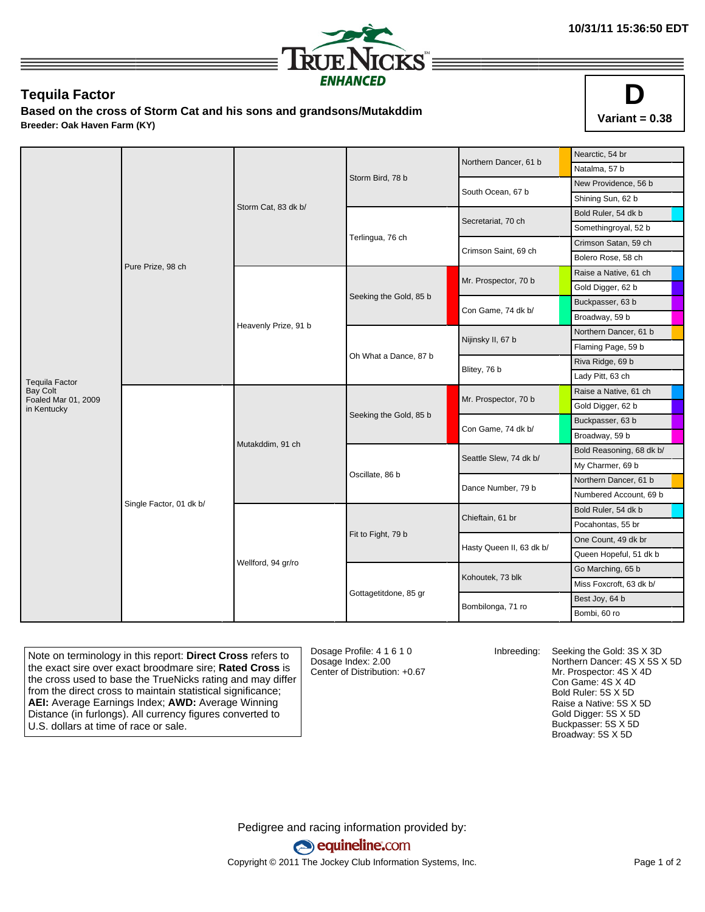10/31/11 15:36:50 EDT

TRUENICKS ENHANCED

## Tequila Factor

**Based on the cross of Storm Cat and his sons and grandsons/Mutakddim**

**Breeder: Oak Haven Farm (KY)**

**D**

**Variant = 0.38**

| Horse | Sire/Dam | Grandparents | Great-Grandparents | 4th Generation | 5th Generation |
|---|---|---|---|---|---|
| Tequila Factor<br>Bay Colt<br>Foaled Mar 01, 2009<br>in Kentucky | Pure Prize, 98 ch | Storm Cat, 83 dk b/ | Storm Bird, 78 b | Northern Dancer, 61 b | Nearctic, 54 br |
| | | | | | Natalma, 57 b |
| | | | | South Ocean, 67 b | New Providence, 56 b |
| | | | | | Shining Sun, 62 b |
| | | | Terlingua, 76 ch | Secretariat, 70 ch | Bold Ruler, 54 dk b |
| | | | | | Somethingroyal, 52 b |
| | | | | Crimson Saint, 69 ch | Crimson Satan, 59 ch |
| | | | | | Bolero Rose, 58 ch |
| | | Heavenly Prize, 91 b | Seeking the Gold, 85 b | Mr. Prospector, 70 b | Raise a Native, 61 ch |
| | | | | | Gold Digger, 62 b |
| | | | | Con Game, 74 dk b/ | Buckpasser, 63 b |
| | | | | | Broadway, 59 b |
| | | | Oh What a Dance, 87 b | Nijinsky II, 67 b | Northern Dancer, 61 b |
| | | | | | Flaming Page, 59 b |
| | | | | Blitey, 76 b | Riva Ridge, 69 b |
| | | | | | Lady Pitt, 63 ch |
| | Single Factor, 01 dk b/ | Mutakddim, 91 ch | Seeking the Gold, 85 b | Mr. Prospector, 70 b | Raise a Native, 61 ch |
| | | | | | Gold Digger, 62 b |
| | | | | Con Game, 74 dk b/ | Buckpasser, 63 b |
| | | | | | Broadway, 59 b |
| | | | Oscillate, 86 b | Seattle Slew, 74 dk b/ | Bold Reasoning, 68 dk b/ |
| | | | | | My Charmer, 69 b |
| | | | | Dance Number, 79 b | Northern Dancer, 61 b |
| | | | | | Numbered Account, 69 b |
| | | Wellford, 94 gr/ro | Fit to Fight, 79 b | Chieftain, 61 br | Bold Ruler, 54 dk b |
| | | | | | Pocahontas, 55 br |
| | | | | Hasty Queen II, 63 dk b/ | One Count, 49 dk br |
| | | | | | Queen Hopeful, 51 dk b |
| | | | Gottagetitdone, 85 gr | Kohoutek, 73 blk | Go Marching, 65 b |
| | | | | | Miss Foxcroft, 63 dk b/ |
| | | | | Bombilonga, 71 ro | Best Joy, 64 b |
| | | | | | Bombi, 60 ro |

Note on terminology in this report: **Direct Cross** refers to the exact sire over exact broodmare sire; **Rated Cross** is the cross used to base the TrueNicks rating and may differ from the direct cross to maintain statistical significance; **AEI:** Average Earnings Index; **AWD:** Average Winning Distance (in furlongs). All currency figures converted to U.S. dollars at time of race or sale.

Dosage Profile: 4 1 6 1 0
Dosage Index: 2.00
Center of Distribution: +0.67

Inbreeding:
Seeking the Gold: 3S X 3D
Northern Dancer: 4S X 5S X 5D
Mr. Prospector: 4S X 4D
Con Game: 4S X 4D
Bold Ruler: 5S X 5D
Raise a Native: 5S X 5D
Gold Digger: 5S X 5D
Buckpasser: 5S X 5D
Broadway: 5S X 5D

Pedigree and racing information provided by:
equineline.com
Copyright © 2011 The Jockey Club Information Systems, Inc.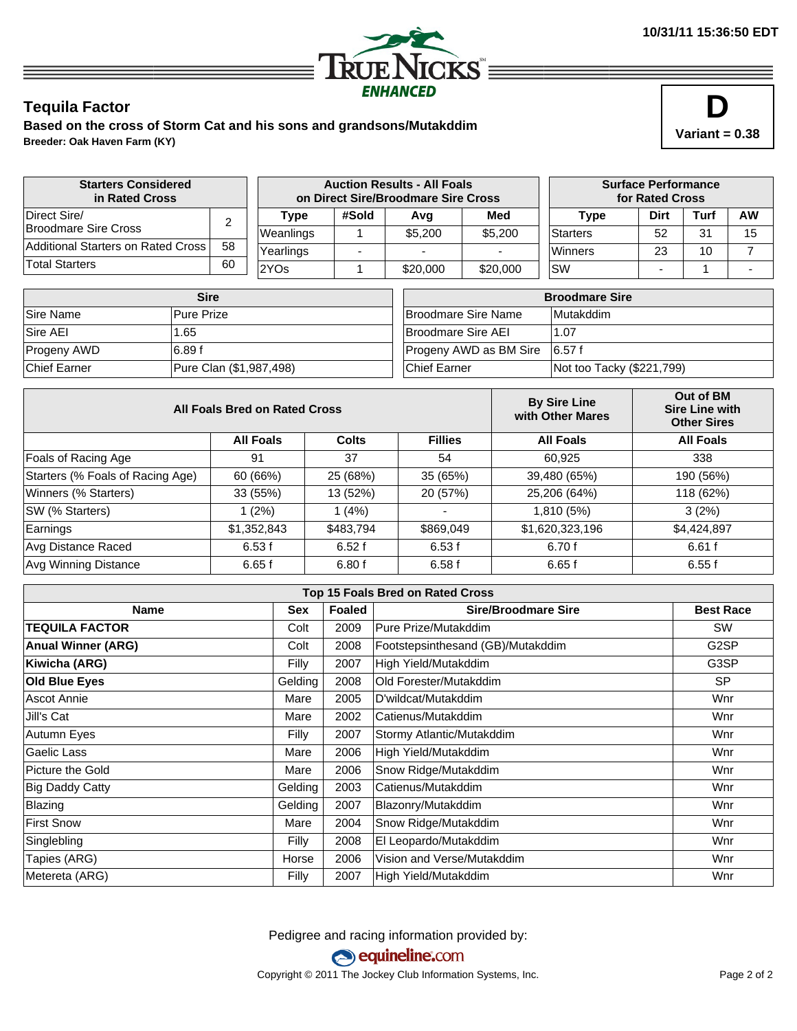10/31/11 15:36:50 EDT

TRUE NICKS ENHANCED

## Tequila Factor

**Based on the cross of Storm Cat and his sons and grandsons/Mutakddim**

**Breeder: Oak Haven Farm (KY)**

**D**

**Variant = 0.38**

| Starters Considered in Rated Cross | |
|---|---|
| Direct Sire/ Broodmare Sire Cross | 2 |
| Additional Starters on Rated Cross | 58 |
| Total Starters | 60 |

| Auction Results - All Foals on Direct Sire/Broodmare Sire Cross | | | |
|---|---|---|---|
| **Type** | **#Sold** | **Avg** | **Med** |
| Weanlings | 1 | $5,200 | $5,200 |
| Yearlings | - | - | - |
| 2YOs | 1 | $20,000 | $20,000 |

| Surface Performance for Rated Cross | | | |
|---|---|---|---|
| **Type** | **Dirt** | **Turf** | **AW** |
| Starters | 52 | 31 | 15 |
| Winners | 23 | 10 | 7 |
| SW | - | 1 | - |

| Sire | |
|---|---|
| Sire Name | Pure Prize |
| Sire AEI | 1.65 |
| Progeny AWD | 6.89 f |
| Chief Earner | Pure Clan ($1,987,498) |

| Broodmare Sire | |
|---|---|
| Broodmare Sire Name | Mutakddim |
| Broodmare Sire AEI | 1.07 |
| Progeny AWD as BM Sire | 6.57 f |
| Chief Earner | Not too Tacky ($221,799) |

| All Foals Bred on Rated Cross | | | | By Sire Line with Other Mares | Out of BM Sire Line with Other Sires |
|---|---|---|---|---|---|
| | **All Foals** | **Colts** | **Fillies** | **All Foals** | **All Foals** |
| Foals of Racing Age | 91 | 37 | 54 | 60,925 | 338 |
| Starters (% Foals of Racing Age) | 60 (66%) | 25 (68%) | 35 (65%) | 39,480 (65%) | 190 (56%) |
| Winners (% Starters) | 33 (55%) | 13 (52%) | 20 (57%) | 25,206 (64%) | 118 (62%) |
| SW (% Starters) | 1 (2%) | 1 (4%) | - | 1,810 (5%) | 3 (2%) |
| Earnings | $1,352,843 | $483,794 | $869,049 | $1,620,323,196 | $4,424,897 |
| Avg Distance Raced | 6.53 f | 6.52 f | 6.53 f | 6.70 f | 6.61 f |
| Avg Winning Distance | 6.65 f | 6.80 f | 6.58 f | 6.65 f | 6.55 f |

| Top 15 Foals Bred on Rated Cross | | | | |
|---|---|---|---|---|
| **Name** | **Sex** | **Foaled** | **Sire/Broodmare Sire** | **Best Race** |
| **TEQUILA FACTOR** | Colt | 2009 | Pure Prize/Mutakddim | SW |
| **Anual Winner (ARG)** | Colt | 2008 | Footstepsinthesand (GB)/Mutakddim | G2SP |
| **Kiwicha (ARG)** | Filly | 2007 | High Yield/Mutakddim | G3SP |
| **Old Blue Eyes** | Gelding | 2008 | Old Forester/Mutakddim | SP |
| Ascot Annie | Mare | 2005 | D'wildcat/Mutakddim | Wnr |
| Jill's Cat | Mare | 2002 | Catienus/Mutakddim | Wnr |
| Autumn Eyes | Filly | 2007 | Stormy Atlantic/Mutakddim | Wnr |
| Gaelic Lass | Mare | 2006 | High Yield/Mutakddim | Wnr |
| Picture the Gold | Mare | 2006 | Snow Ridge/Mutakddim | Wnr |
| Big Daddy Catty | Gelding | 2003 | Catienus/Mutakddim | Wnr |
| Blazing | Gelding | 2007 | Blazonry/Mutakddim | Wnr |
| First Snow | Mare | 2004 | Snow Ridge/Mutakddim | Wnr |
| Singlebling | Filly | 2008 | El Leopardo/Mutakddim | Wnr |
| Tapies (ARG) | Horse | 2006 | Vision and Verse/Mutakddim | Wnr |
| Metereta (ARG) | Filly | 2007 | High Yield/Mutakddim | Wnr |

Pedigree and racing information provided by:

equineline.com

Copyright © 2011 The Jockey Club Information Systems, Inc.